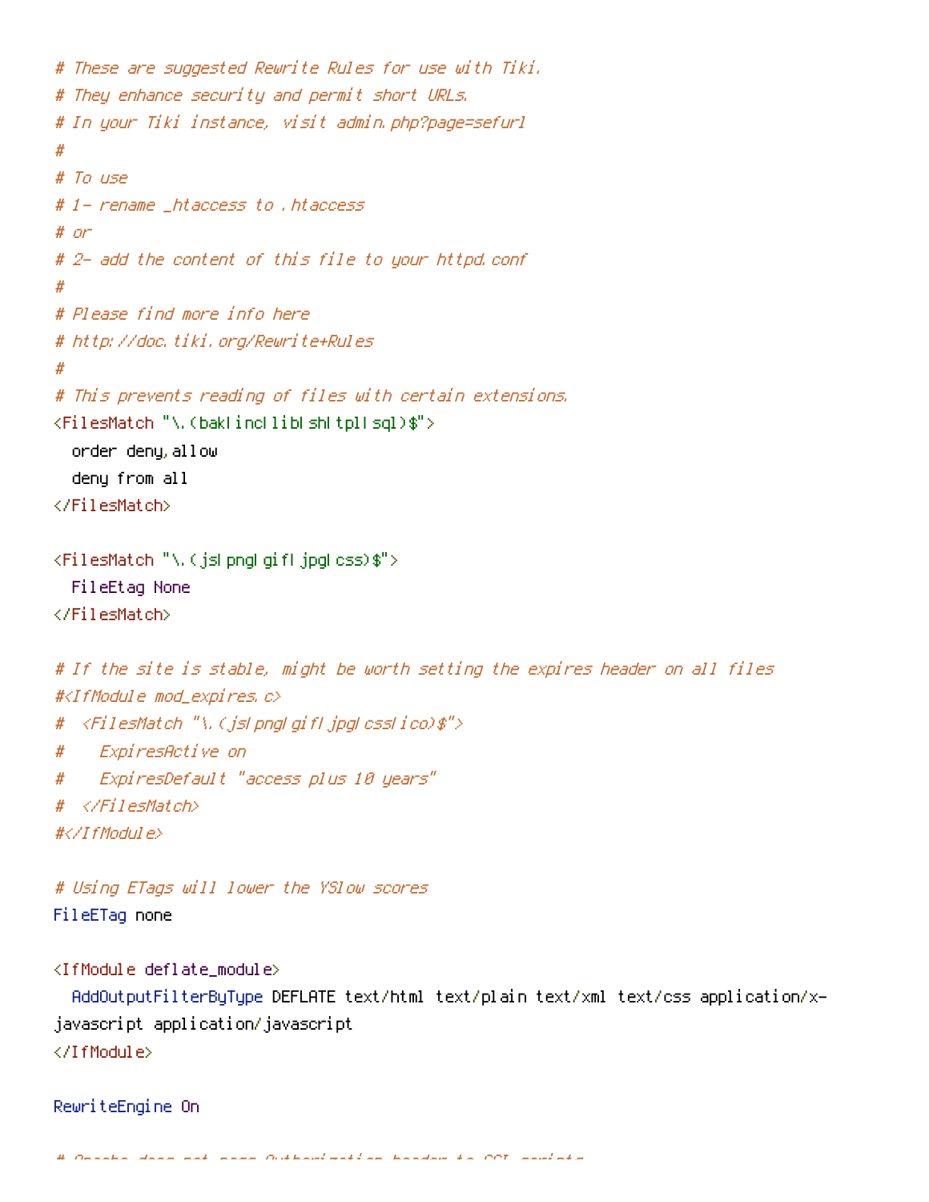```
# These are suggested Rewrite Rules for use with Tiki.
# They enhance security and permit short URLs.
# In your Tiki instance, visit admin.php?page=sefurl
#
# To use
# 1- rename _htaccess to .htaccess
# or
# 2- add the content of this file to your httpd.conf
#
# Please find more info here
# http://doc.tiki.org/Rewrite+Rules
#
# This prevents reading of files with certain extensions.
<FilesMatch "\.(bak|inc|lib|sh|tpl|sql)$">
  order deny,allow
  deny from all
</FilesMatch>

<FilesMatch "\.(js|png|gif|jpg|css)$">
  FileEtag None
</FilesMatch>

# If the site is stable, might be worth setting the expires header on all files
#<IfModule mod_expires.c>
#  <FilesMatch "\.(js|png|gif|jpg|css|ico)$">
#    ExpiresActive on
#    ExpiresDefault "access plus 10 years"
#  </FilesMatch>
#</IfModule>

# Using ETags will lower the YSlow scores
FileETag none

<IfModule deflate_module>
  AddOutputFilterByType DEFLATE text/html text/plain text/xml text/css application/x-javascript application/javascript
</IfModule>

RewriteEngine On
```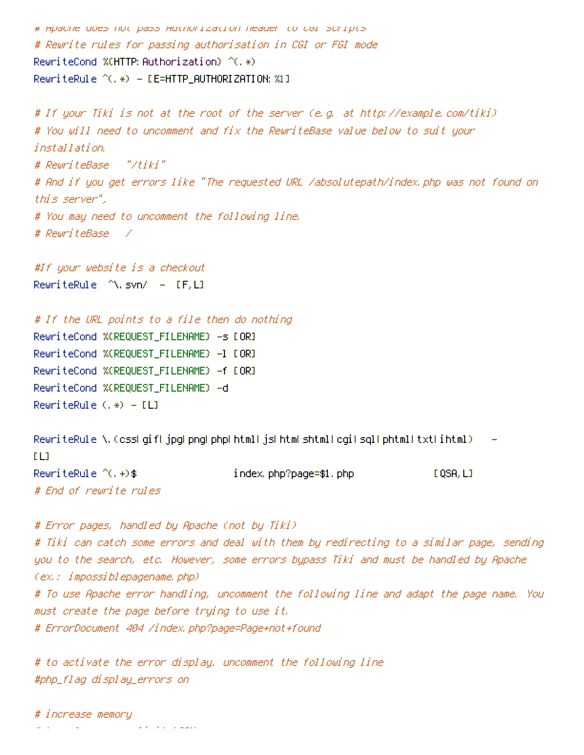```
# Apache does not pass Authorization header to CGI scripts
# Rewrite rules for passing authorisation in CGI or FGI mode
RewriteCond %{HTTP:Authorization} ^(.*)
RewriteRule ^(.*) - [E=HTTP_AUTHORIZATION:%1]

# If your Tiki is not at the root of the server (e.g. at http://example.com/tiki)
# You will need to uncomment and fix the RewriteBase value below to suit your
installation.
# RewriteBase   "/tiki"
# And if you get errors like "The requested URL /absolutepath/index.php was not found on
this server",
# You may need to uncomment the following line.
# RewriteBase   /

#If your website is a checkout
RewriteRule  ^\.svn/  -  [F,L]

# If the URL points to a file then do nothing
RewriteCond %{REQUEST_FILENAME} -s [OR]
RewriteCond %{REQUEST_FILENAME} -l [OR]
RewriteCond %{REQUEST_FILENAME} -f [OR]
RewriteCond %{REQUEST_FILENAME} -d
RewriteRule (.*) - [L]

RewriteRule \.(css|gif|jpg|png|php|html|js|htm|shtml|cgi|sql|phtml|txt|ihtml)   -
[L]
RewriteRule ^(.+)$                index.php?page=$1.php              [QSA,L]
# End of rewrite rules

# Error pages, handled by Apache (not by Tiki)
# Tiki can catch some errors and deal with them by redirecting to a similar page, sending
you to the search, etc. However, some errors bypass Tiki and must be handled by Apache
(ex.: impossiblepagename.php)
# To use Apache error handling, uncomment the following line and adapt the page name. You
must create the page before trying to use it.
# ErrorDocument 404 /index.php?page=Page+not+found

# to activate the error display, uncomment the following line
#php_flag display_errors on

# increase memory
```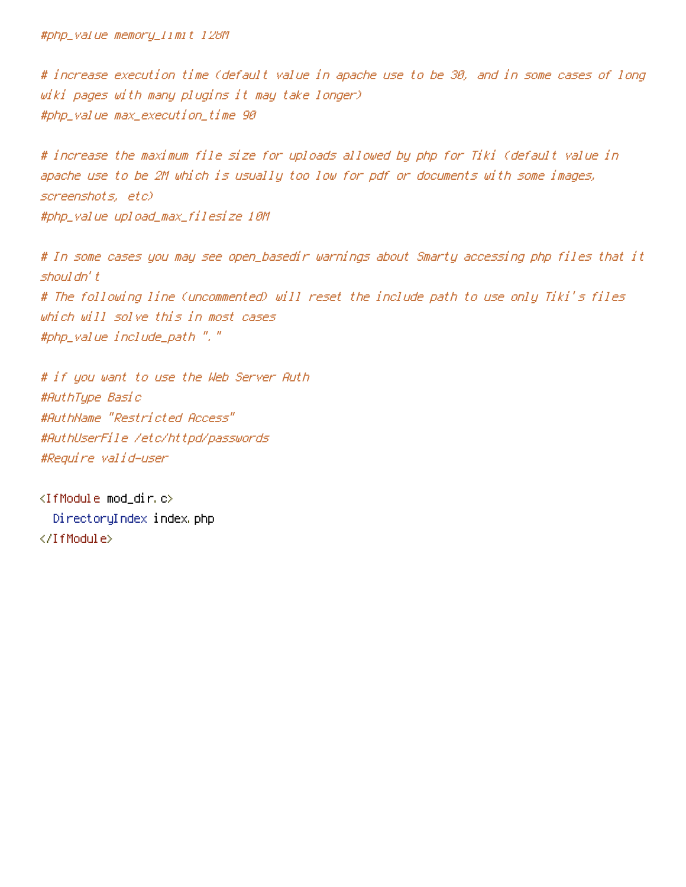```
#php_value memory_limit 128M

# increase execution time (default value in apache use to be 30, and in some cases of long wiki pages with many plugins it may take longer)
#php_value max_execution_time 90

# increase the maximum file size for uploads allowed by php for Tiki (default value in apache use to be 2M which is usually too low for pdf or documents with some images, screenshots, etc)
#php_value upload_max_filesize 10M

# In some cases you may see open_basedir warnings about Smarty accessing php files that it shouldn't
# The following line (uncommented) will reset the include path to use only Tiki's files which will solve this in most cases
#php_value include_path "."

# if you want to use the Web Server Auth
#AuthType Basic
#AuthName "Restricted Access"
#AuthUserFile /etc/httpd/passwords
#Require valid-user

<IfModule mod_dir.c>
  DirectoryIndex index.php
</IfModule>
```